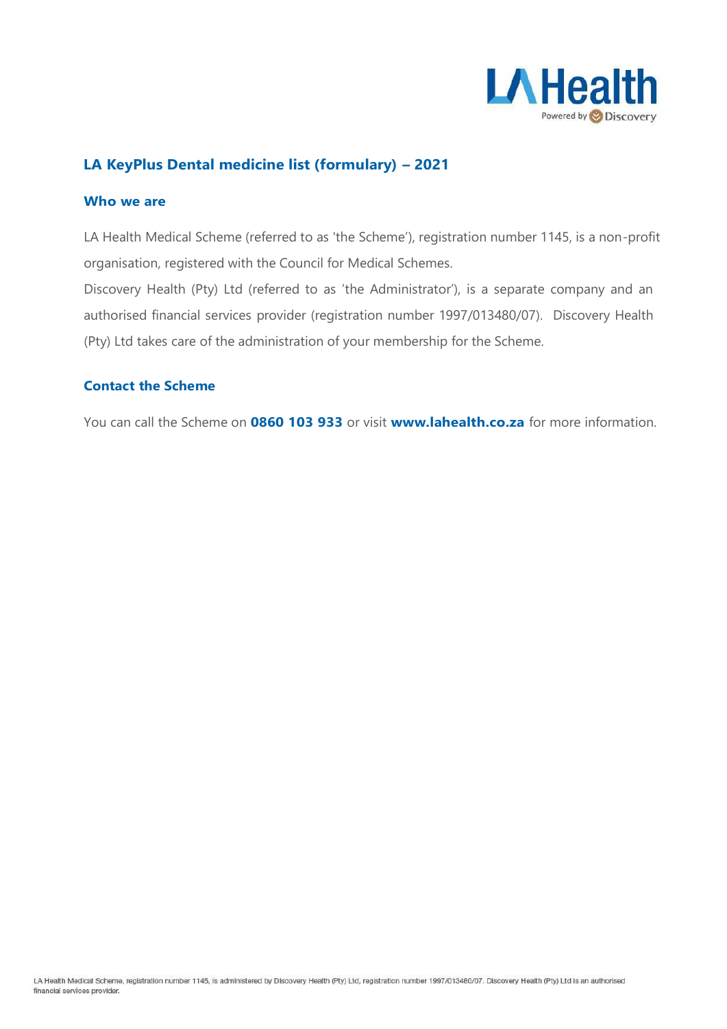## LA KeyPlus Dental medicine list (formulary) – 2021

### Who we are

LA Health Medical Scheme (referred to as 'the Scheme'), registration number 1145, is a non-profit organisation, registered with the Council for Medical Schemes.

Discovery Health (Pty) Ltd (referred to as 'the Administrator'), is a separate company and an authorised financial services provider (registration number 1997/013480/07). Discovery Health (Pty) Ltd takes care of the administration of your membership for the Scheme.

### Contact the Scheme

You can call the Scheme on **0860 103 933** or visit **www.lahealth.co.za** for more information.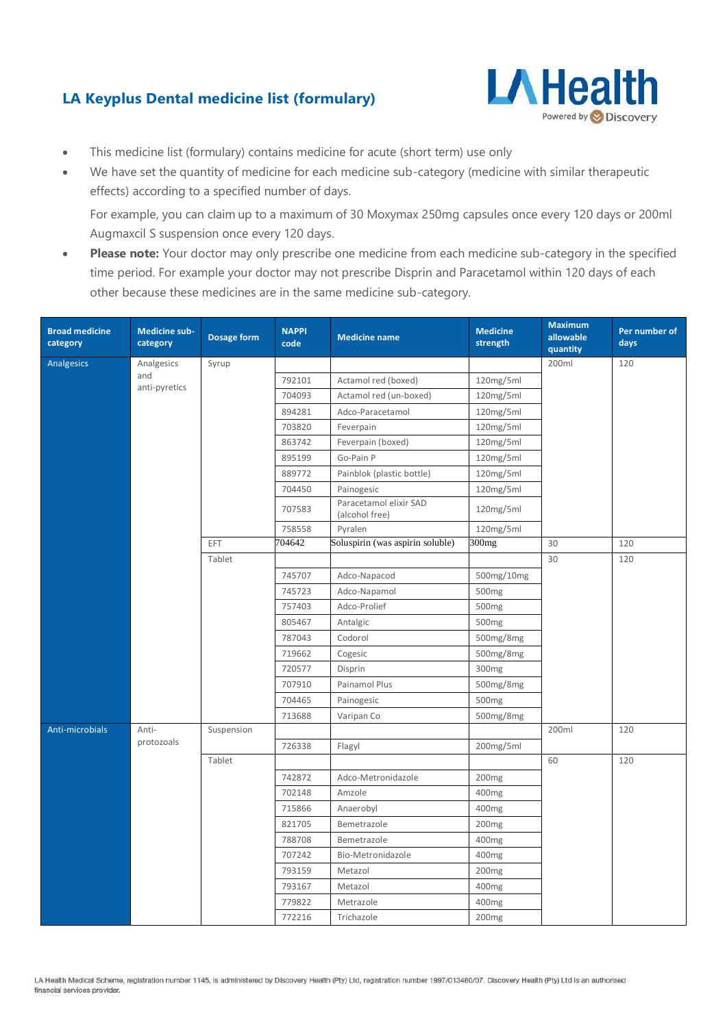## LA Keyplus Dental medicine list (formulary)

- This medicine list (formulary) contains medicine for acute (short term) use only
- We have set the quantity of medicine for each medicine sub-category (medicine with similar therapeutic effects) according to a specified number of days.

  For example, you can claim up to a maximum of 30 Moxymax 250mg capsules once every 120 days or 200ml Augmaxcil S suspension once every 120 days.
- **Please note:** Your doctor may only prescribe one medicine from each medicine sub-category in the specified time period. For example your doctor may not prescribe Disprin and Paracetamol within 120 days of each other because these medicines are in the same medicine sub-category.

| Broad medicine category | Medicine sub-category | Dosage form | NAPPI code | Medicine name | Medicine strength | Maximum allowable quantity | Per number of days |
|---|---|---|---|---|---|---|---|
| Analgesics | Analgesics and anti-pyretics | Syrup | | | | 200ml | 120 |
| | | | 792101 | Actamol red (boxed) | 120mg/5ml | | |
| | | | 704093 | Actamol red (un-boxed) | 120mg/5ml | | |
| | | | 894281 | Adco-Paracetamol | 120mg/5ml | | |
| | | | 703820 | Feverpain | 120mg/5ml | | |
| | | | 863742 | Feverpain (boxed) | 120mg/5ml | | |
| | | | 895199 | Go-Pain P | 120mg/5ml | | |
| | | | 889772 | Painblok (plastic bottle) | 120mg/5ml | | |
| | | | 704450 | Painogesic | 120mg/5ml | | |
| | | | 707583 | Paracetamol elixir SAD (alcohol free) | 120mg/5ml | | |
| | | | 758558 | Pyralen | 120mg/5ml | | |
| | | EFT | 704642 | Soluspirin (was aspirin soluble) | 300mg | 30 | 120 |
| | | Tablet | | | | 30 | 120 |
| | | | 745707 | Adco-Napacod | 500mg/10mg | | |
| | | | 745723 | Adco-Napamol | 500mg | | |
| | | | 757403 | Adco-Prolief | 500mg | | |
| | | | 805467 | Antalgic | 500mg | | |
| | | | 787043 | Codorol | 500mg/8mg | | |
| | | | 719662 | Cogesic | 500mg/8mg | | |
| | | | 720577 | Disprin | 300mg | | |
| | | | 707910 | Painamol Plus | 500mg/8mg | | |
| | | | 704465 | Painogesic | 500mg | | |
| | | | 713688 | Varipan Co | 500mg/8mg | | |
| Anti-microbials | Anti-protozoals | Suspension | | | | 200ml | 120 |
| | | | 726338 | Flagyl | 200mg/5ml | | |
| | | Tablet | | | | 60 | 120 |
| | | | 742872 | Adco-Metronidazole | 200mg | | |
| | | | 702148 | Amzole | 400mg | | |
| | | | 715866 | Anaerobyl | 400mg | | |
| | | | 821705 | Bemetrazole | 200mg | | |
| | | | 788708 | Bemetrazole | 400mg | | |
| | | | 707242 | Bio-Metronidazole | 400mg | | |
| | | | 793159 | Metazol | 200mg | | |
| | | | 793167 | Metazol | 400mg | | |
| | | | 779822 | Metrazole | 400mg | | |
| | | | 772216 | Trichazole | 200mg | | |

LA Health Medical Scheme, registration number 1145, is administered by Discovery Health (Pty) Ltd, registration number 1997/013480/07. Discovery Health (Pty) Ltd is an authorised financial services provider.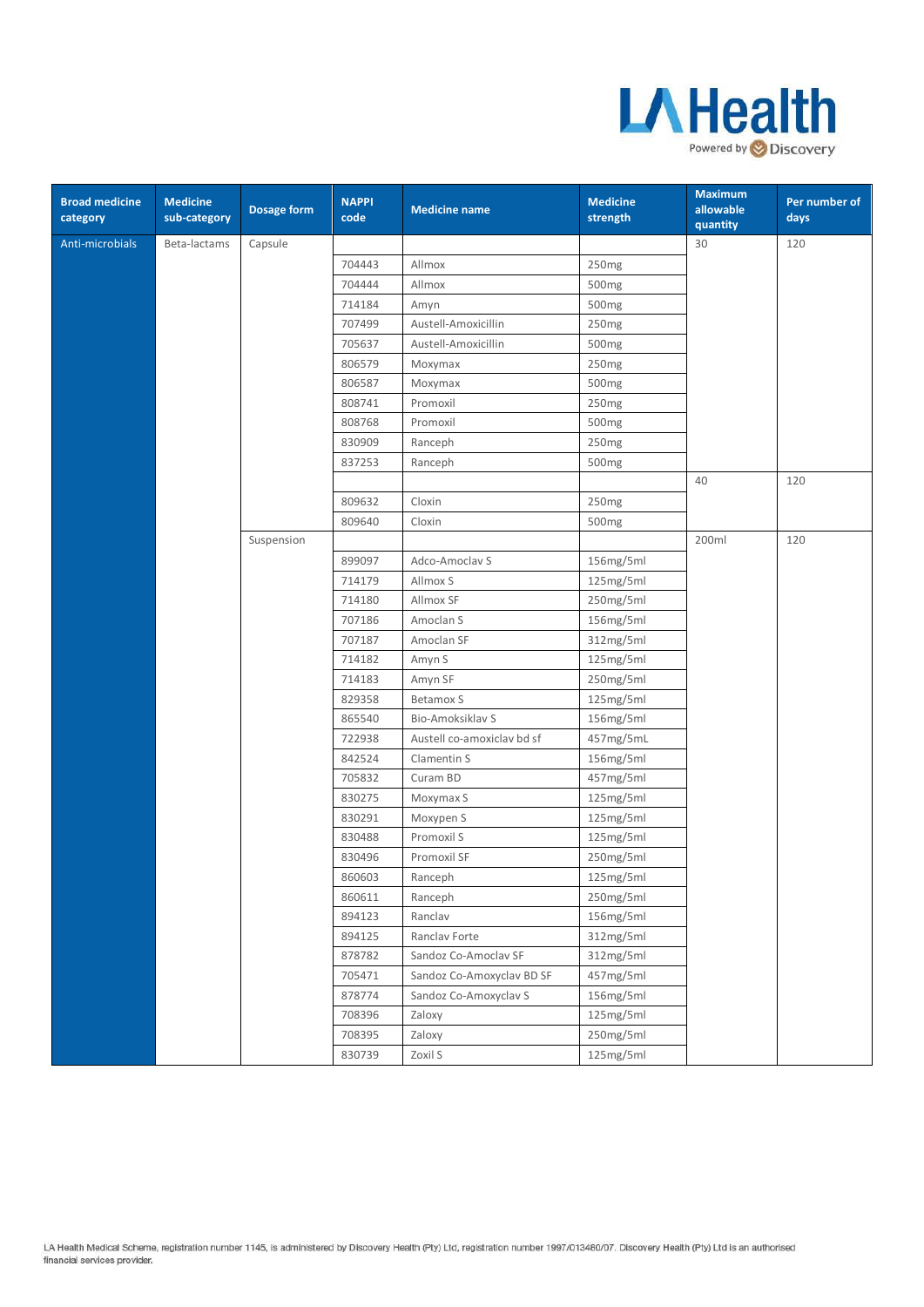| Broad medicine category | Medicine sub-category | Dosage form | NAPPI code | Medicine name | Medicine strength | Maximum allowable quantity | Per number of days |
|---|---|---|---|---|---|---|---|
| Anti-microbials | Beta-lactams | Capsule | | | | 30 | 120 |
| | | | 704443 | Allmox | 250mg | | |
| | | | 704444 | Allmox | 500mg | | |
| | | | 714184 | Amyn | 500mg | | |
| | | | 707499 | Austell-Amoxicillin | 250mg | | |
| | | | 705637 | Austell-Amoxicillin | 500mg | | |
| | | | 806579 | Moxymax | 250mg | | |
| | | | 806587 | Moxymax | 500mg | | |
| | | | 808741 | Promoxil | 250mg | | |
| | | | 808768 | Promoxil | 500mg | | |
| | | | 830909 | Ranceph | 250mg | | |
| | | | 837253 | Ranceph | 500mg | | |
| | | | | | | 40 | 120 |
| | | | 809632 | Cloxin | 250mg | | |
| | | | 809640 | Cloxin | 500mg | | |
| | | Suspension | | | | 200ml | 120 |
| | | | 899097 | Adco-Amoclav S | 156mg/5ml | | |
| | | | 714179 | Allmox S | 125mg/5ml | | |
| | | | 714180 | Allmox SF | 250mg/5ml | | |
| | | | 707186 | Amoclan S | 156mg/5ml | | |
| | | | 707187 | Amoclan SF | 312mg/5ml | | |
| | | | 714182 | Amyn S | 125mg/5ml | | |
| | | | 714183 | Amyn SF | 250mg/5ml | | |
| | | | 829358 | Betamox S | 125mg/5ml | | |
| | | | 865540 | Bio-Amoksiklav S | 156mg/5ml | | |
| | | | 722938 | Austell co-amoxiclav bd sf | 457mg/5mL | | |
| | | | 842524 | Clamentin S | 156mg/5ml | | |
| | | | 705832 | Curam BD | 457mg/5ml | | |
| | | | 830275 | Moxymax S | 125mg/5ml | | |
| | | | 830291 | Moxypen S | 125mg/5ml | | |
| | | | 830488 | Promoxil S | 125mg/5ml | | |
| | | | 830496 | Promoxil SF | 250mg/5ml | | |
| | | | 860603 | Ranceph | 125mg/5ml | | |
| | | | 860611 | Ranceph | 250mg/5ml | | |
| | | | 894123 | Ranclav | 156mg/5ml | | |
| | | | 894125 | Ranclav Forte | 312mg/5ml | | |
| | | | 878782 | Sandoz Co-Amoclav SF | 312mg/5ml | | |
| | | | 705471 | Sandoz Co-Amoxyclav BD SF | 457mg/5ml | | |
| | | | 878774 | Sandoz Co-Amoxyclav S | 156mg/5ml | | |
| | | | 708396 | Zaloxy | 125mg/5ml | | |
| | | | 708395 | Zaloxy | 250mg/5ml | | |
| | | | 830739 | Zoxil S | 125mg/5ml | | |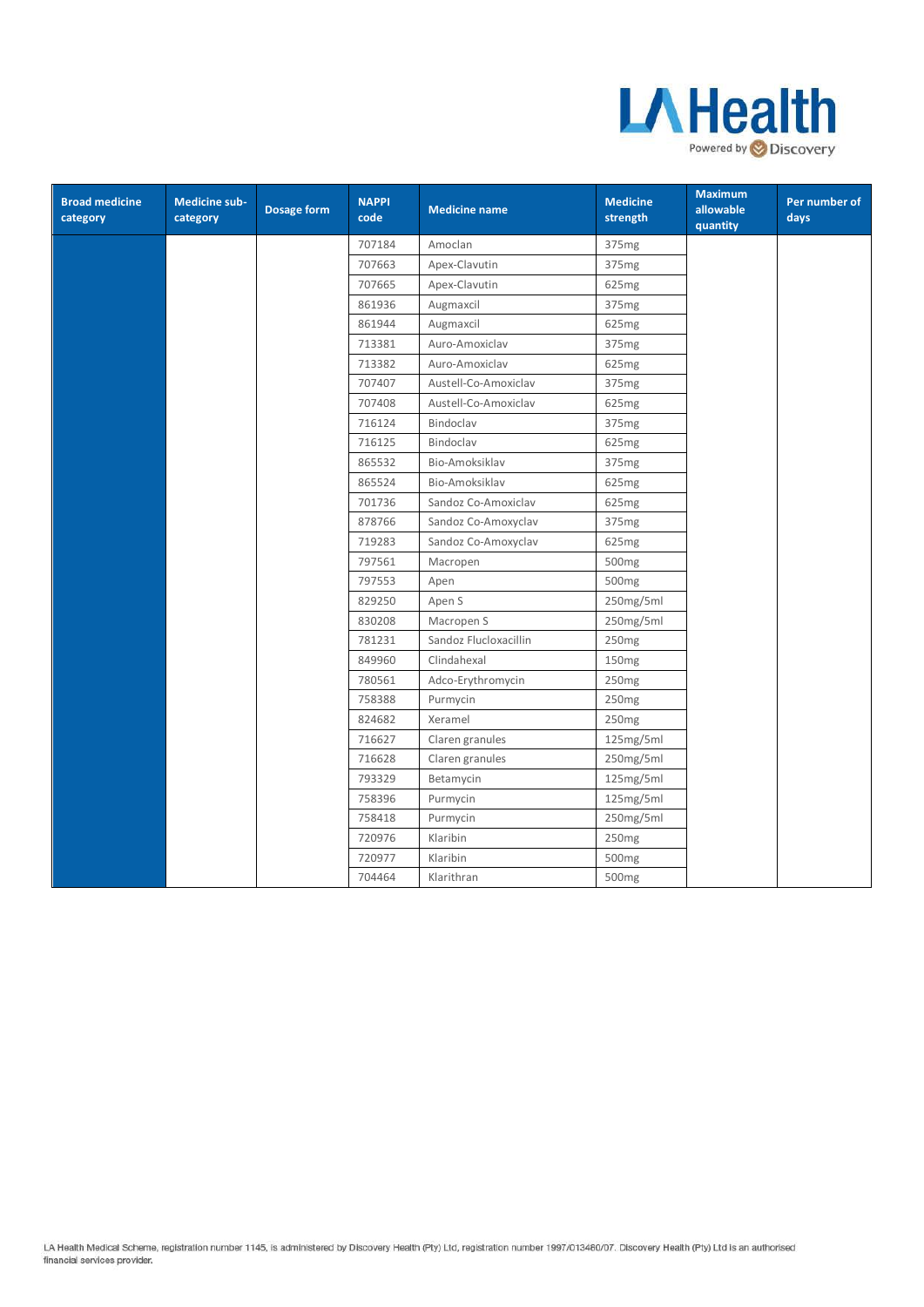| Broad medicine category | Medicine sub-category | Dosage form | NAPPI code | Medicine name | Medicine strength | Maximum allowable quantity | Per number of days |
|---|---|---|---|---|---|---|---|
| | | | 707184 | Amoclan | 375mg | | |
| | | | 707663 | Apex-Clavutin | 375mg | | |
| | | | 707665 | Apex-Clavutin | 625mg | | |
| | | | 861936 | Augmaxcil | 375mg | | |
| | | | 861944 | Augmaxcil | 625mg | | |
| | | | 713381 | Auro-Amoxiclav | 375mg | | |
| | | | 713382 | Auro-Amoxiclav | 625mg | | |
| | | | 707407 | Austell-Co-Amoxiclav | 375mg | | |
| | | | 707408 | Austell-Co-Amoxiclav | 625mg | | |
| | | | 716124 | Bindoclav | 375mg | | |
| | | | 716125 | Bindoclav | 625mg | | |
| | | | 865532 | Bio-Amoksiklav | 375mg | | |
| | | | 865524 | Bio-Amoksiklav | 625mg | | |
| | | | 701736 | Sandoz Co-Amoxiclav | 625mg | | |
| | | | 878766 | Sandoz Co-Amoxyclav | 375mg | | |
| | | | 719283 | Sandoz Co-Amoxyclav | 625mg | | |
| | | | 797561 | Macropen | 500mg | | |
| | | | 797553 | Apen | 500mg | | |
| | | | 829250 | Apen S | 250mg/5ml | | |
| | | | 830208 | Macropen S | 250mg/5ml | | |
| | | | 781231 | Sandoz Flucloxacillin | 250mg | | |
| | | | 849960 | Clindahexal | 150mg | | |
| | | | 780561 | Adco-Erythromycin | 250mg | | |
| | | | 758388 | Purmycin | 250mg | | |
| | | | 824682 | Xeramel | 250mg | | |
| | | | 716627 | Claren granules | 125mg/5ml | | |
| | | | 716628 | Claren granules | 250mg/5ml | | |
| | | | 793329 | Betamycin | 125mg/5ml | | |
| | | | 758396 | Purmycin | 125mg/5ml | | |
| | | | 758418 | Purmycin | 250mg/5ml | | |
| | | | 720976 | Klaribin | 250mg | | |
| | | | 720977 | Klaribin | 500mg | | |
| | | | 704464 | Klarithran | 500mg | | |

LA Health Medical Scheme, registration number 1145, is administered by Discovery Health (Pty) Ltd, registration number 1997/013480/07. Discovery Health (Pty) Ltd is an authorised financial services provider.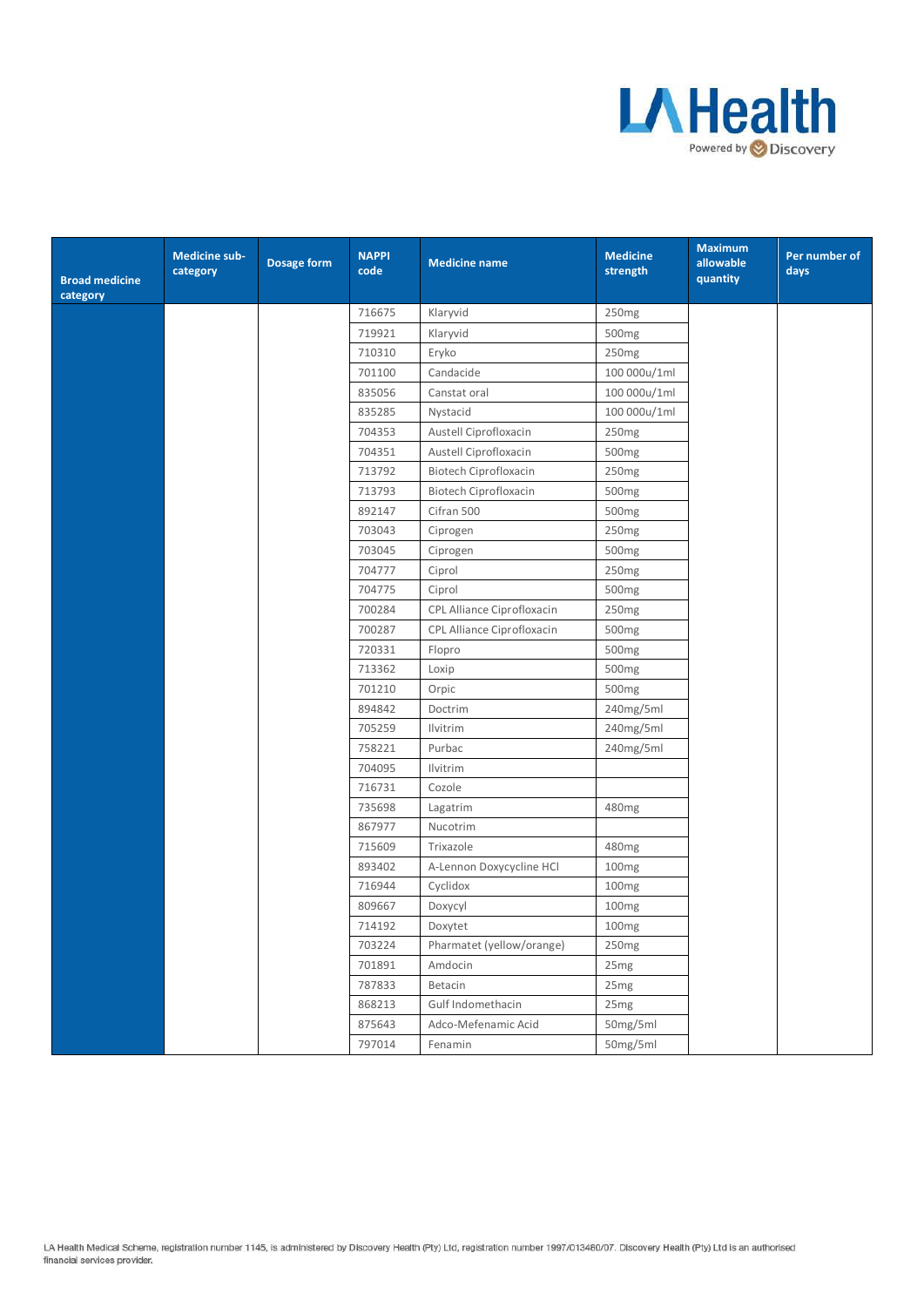| Broad medicine category | Medicine sub-category | Dosage form | NAPPI code | Medicine name | Medicine strength | Maximum allowable quantity | Per number of days |
|---|---|---|---|---|---|---|---|
| | | | 716675 | Klaryvid | 250mg | | |
| | | | 719921 | Klaryvid | 500mg | | |
| | | | 710310 | Eryko | 250mg | | |
| | | | 701100 | Candacide | 100 000u/1ml | | |
| | | | 835056 | Canstat oral | 100 000u/1ml | | |
| | | | 835285 | Nystacid | 100 000u/1ml | | |
| | | | 704353 | Austell Ciprofloxacin | 250mg | | |
| | | | 704351 | Austell Ciprofloxacin | 500mg | | |
| | | | 713792 | Biotech Ciprofloxacin | 250mg | | |
| | | | 713793 | Biotech Ciprofloxacin | 500mg | | |
| | | | 892147 | Cifran 500 | 500mg | | |
| | | | 703043 | Ciprogen | 250mg | | |
| | | | 703045 | Ciprogen | 500mg | | |
| | | | 704777 | Ciprol | 250mg | | |
| | | | 704775 | Ciprol | 500mg | | |
| | | | 700284 | CPL Alliance Ciprofloxacin | 250mg | | |
| | | | 700287 | CPL Alliance Ciprofloxacin | 500mg | | |
| | | | 720331 | Flopro | 500mg | | |
| | | | 713362 | Loxip | 500mg | | |
| | | | 701210 | Orpic | 500mg | | |
| | | | 894842 | Doctrim | 240mg/5ml | | |
| | | | 705259 | Ilvitrim | 240mg/5ml | | |
| | | | 758221 | Purbac | 240mg/5ml | | |
| | | | 704095 | Ilvitrim | | | |
| | | | 716731 | Cozole | | | |
| | | | 735698 | Lagatrim | 480mg | | |
| | | | 867977 | Nucotrim | | | |
| | | | 715609 | Trixazole | 480mg | | |
| | | | 893402 | A-Lennon Doxycycline HCl | 100mg | | |
| | | | 716944 | Cyclidox | 100mg | | |
| | | | 809667 | Doxycyl | 100mg | | |
| | | | 714192 | Doxytet | 100mg | | |
| | | | 703224 | Pharmatet (yellow/orange) | 250mg | | |
| | | | 701891 | Amdocin | 25mg | | |
| | | | 787833 | Betacin | 25mg | | |
| | | | 868213 | Gulf Indomethacin | 25mg | | |
| | | | 875643 | Adco-Mefenamic Acid | 50mg/5ml | | |
| | | | 797014 | Fenamin | 50mg/5ml | | |

LA Health Medical Scheme, registration number 1145, is administered by Discovery Health (Pty) Ltd, registration number 1997/013480/07. Discovery Health (Pty) Ltd is an authorised financial services provider.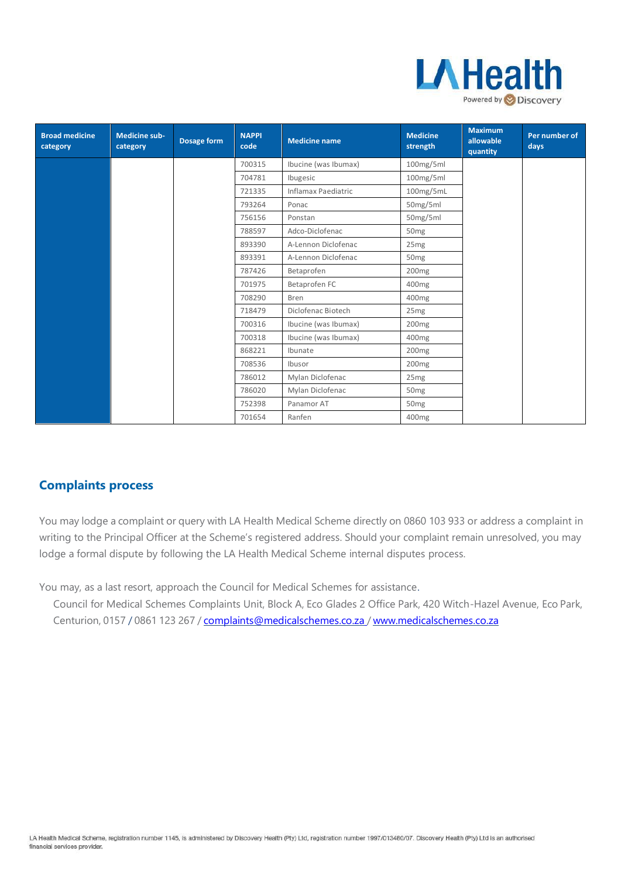| Broad medicine category | Medicine sub-category | Dosage form | NAPPI code | Medicine name | Medicine strength | Maximum allowable quantity | Per number of days |
|---|---|---|---|---|---|---|---|
| | | | 700315 | Ibucine (was Ibumax) | 100mg/5ml | | |
| | | | 704781 | Ibugesic | 100mg/5ml | | |
| | | | 721335 | Inflamax Paediatric | 100mg/5mL | | |
| | | | 793264 | Ponac | 50mg/5ml | | |
| | | | 756156 | Ponstan | 50mg/5ml | | |
| | | | 788597 | Adco-Diclofenac | 50mg | | |
| | | | 893390 | A-Lennon Diclofenac | 25mg | | |
| | | | 893391 | A-Lennon Diclofenac | 50mg | | |
| | | | 787426 | Betaprofen | 200mg | | |
| | | | 701975 | Betaprofen FC | 400mg | | |
| | | | 708290 | Bren | 400mg | | |
| | | | 718479 | Diclofenac Biotech | 25mg | | |
| | | | 700316 | Ibucine (was Ibumax) | 200mg | | |
| | | | 700318 | Ibucine (was Ibumax) | 400mg | | |
| | | | 868221 | Ibunate | 200mg | | |
| | | | 708536 | Ibusor | 200mg | | |
| | | | 786012 | Mylan Diclofenac | 25mg | | |
| | | | 786020 | Mylan Diclofenac | 50mg | | |
| | | | 752398 | Panamor AT | 50mg | | |
| | | | 701654 | Ranfen | 400mg | | |

## Complaints process

You may lodge a complaint or query with LA Health Medical Scheme directly on 0860 103 933 or address a complaint in writing to the Principal Officer at the Scheme's registered address. Should your complaint remain unresolved, you may lodge a formal dispute by following the LA Health Medical Scheme internal disputes process.

You may, as a last resort, approach the Council for Medical Schemes for assistance.

Council for Medical Schemes Complaints Unit, Block A, Eco Glades 2 Office Park, 420 Witch-Hazel Avenue, Eco Park, Centurion, 0157 / 0861 123 267 / complaints@medicalschemes.co.za / www.medicalschemes.co.za

LA Health Medical Scheme, registration number 1145, is administered by Discovery Health (Pty) Ltd, registration number 1997/013480/07. Discovery Health (Pty) Ltd is an authorised financial services provider.